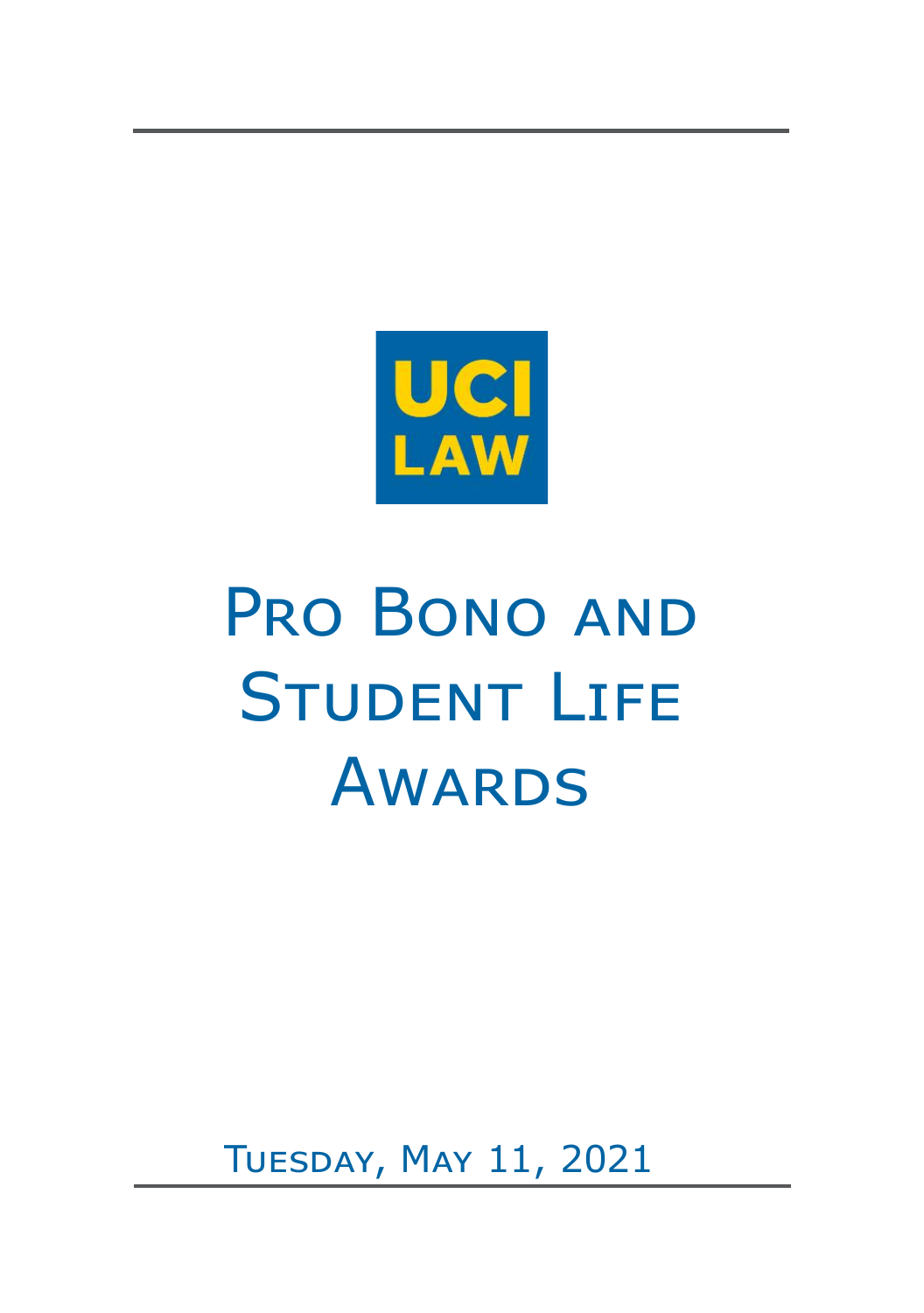UCI LAW

# Pro Bono and Student Life Awards

Tuesday, May 11, 2021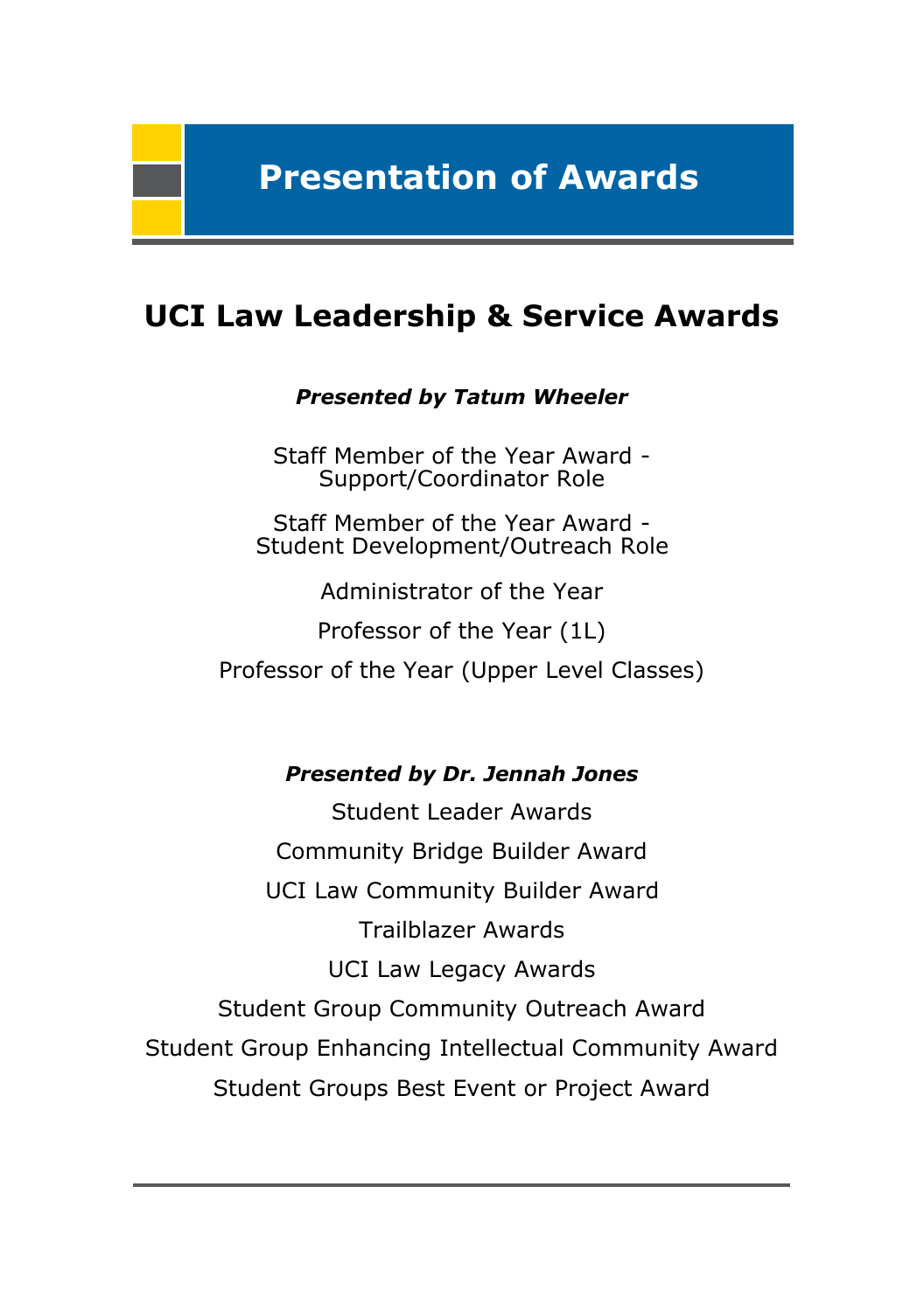# Presentation of Awards

## UCI Law Leadership & Service Awards

***Presented by Tatum Wheeler***

Staff Member of the Year Award -
Support/Coordinator Role

Staff Member of the Year Award -
Student Development/Outreach Role

Administrator of the Year

Professor of the Year (1L)

Professor of the Year (Upper Level Classes)

***Presented by Dr. Jennah Jones***

Student Leader Awards

Community Bridge Builder Award

UCI Law Community Builder Award

Trailblazer Awards

UCI Law Legacy Awards

Student Group Community Outreach Award

Student Group Enhancing Intellectual Community Award

Student Groups Best Event or Project Award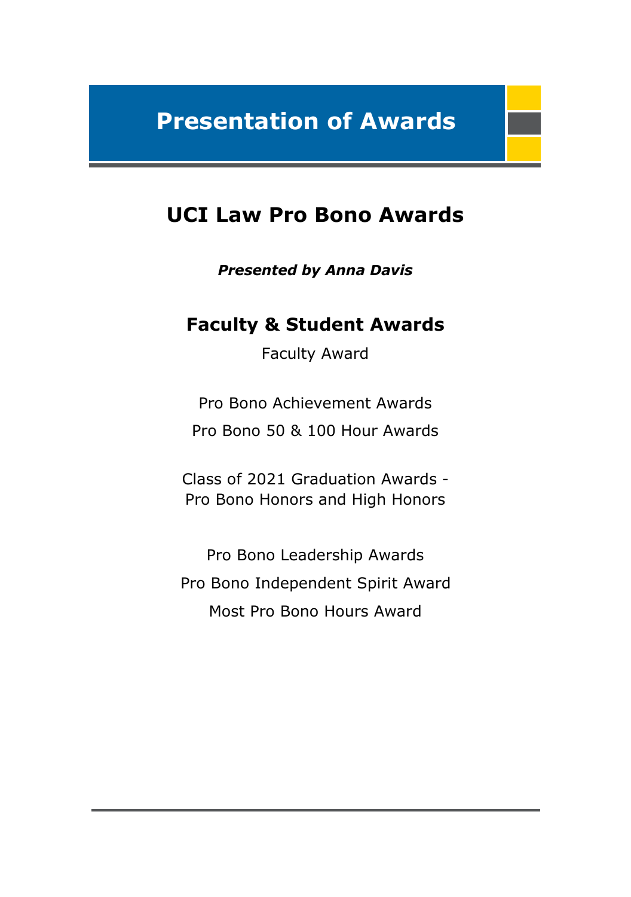# Presentation of Awards

## UCI Law Pro Bono Awards

***Presented by Anna Davis***

### Faculty & Student Awards

Faculty Award

Pro Bono Achievement Awards

Pro Bono 50 & 100 Hour Awards

Class of 2021 Graduation Awards -
Pro Bono Honors and High Honors

Pro Bono Leadership Awards

Pro Bono Independent Spirit Award

Most Pro Bono Hours Award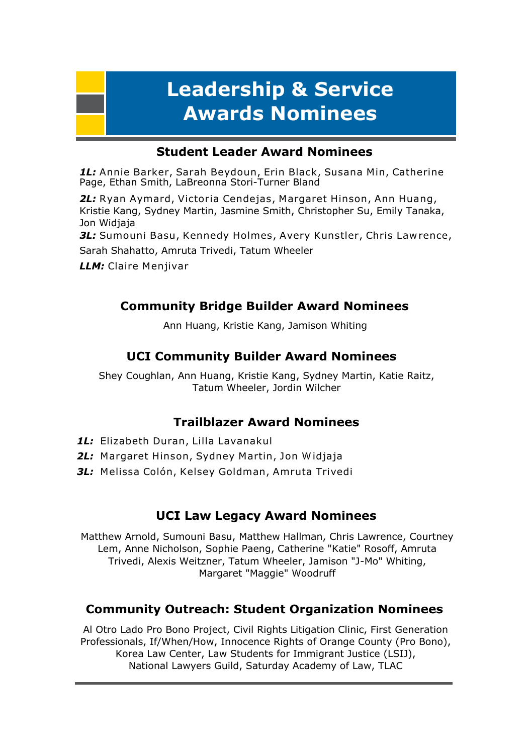# Leadership & Service Awards Nominees

## Student Leader Award Nominees

***1L:*** Annie Barker, Sarah Beydoun, Erin Black, Susana Min, Catherine Page, Ethan Smith, LaBreonna Stori-Turner Bland

***2L:*** Ryan Aymard, Victoria Cendejas, Margaret Hinson, Ann Huang, Kristie Kang, Sydney Martin, Jasmine Smith, Christopher Su, Emily Tanaka, Jon Widjaja

***3L:*** Sumouni Basu, Kennedy Holmes, Avery Kunstler, Chris Lawrence, Sarah Shahatto, Amruta Trivedi, Tatum Wheeler

***LLM:*** Claire Menjivar

## Community Bridge Builder Award Nominees

Ann Huang, Kristie Kang, Jamison Whiting

## UCI Community Builder Award Nominees

Shey Coughlan, Ann Huang, Kristie Kang, Sydney Martin, Katie Raitz, Tatum Wheeler, Jordin Wilcher

## Trailblazer Award Nominees

***1L:*** Elizabeth Duran, Lilla Lavanakul

***2L:*** Margaret Hinson, Sydney Martin, Jon Widjaja

***3L:*** Melissa Colón, Kelsey Goldman, Amruta Trivedi

## UCI Law Legacy Award Nominees

Matthew Arnold, Sumouni Basu, Matthew Hallman, Chris Lawrence, Courtney Lem, Anne Nicholson, Sophie Paeng, Catherine "Katie" Rosoff, Amruta Trivedi, Alexis Weitzner, Tatum Wheeler, Jamison "J-Mo" Whiting, Margaret "Maggie" Woodruff

## Community Outreach: Student Organization Nominees

Al Otro Lado Pro Bono Project, Civil Rights Litigation Clinic, First Generation Professionals, If/When/How, Innocence Rights of Orange County (Pro Bono), Korea Law Center, Law Students for Immigrant Justice (LSIJ), National Lawyers Guild, Saturday Academy of Law, TLAC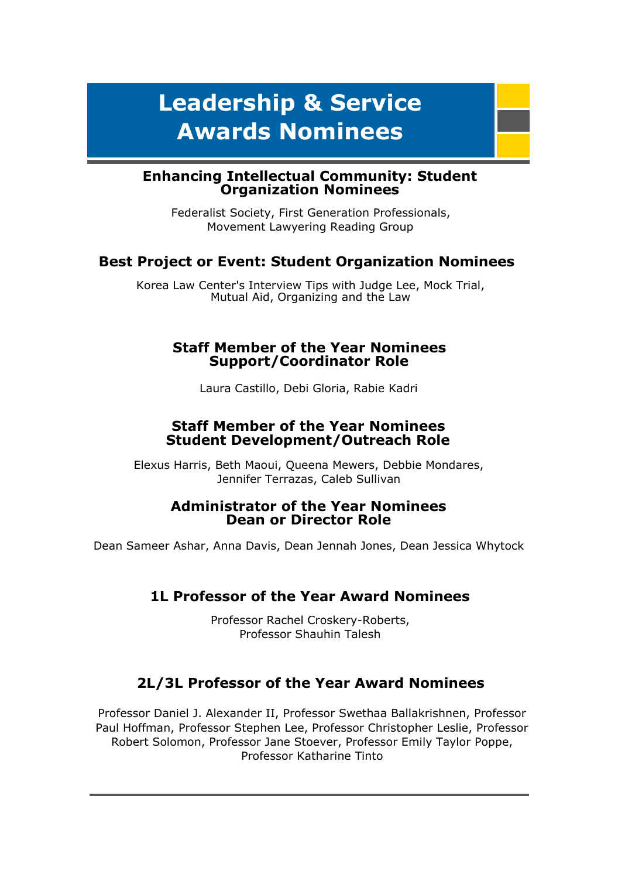# Leadership & Service Awards Nominees

### Enhancing Intellectual Community: Student Organization Nominees

Federalist Society, First Generation Professionals, Movement Lawyering Reading Group

### Best Project or Event: Student Organization Nominees

Korea Law Center's Interview Tips with Judge Lee, Mock Trial, Mutual Aid, Organizing and the Law

### Staff Member of the Year Nominees Support/Coordinator Role

Laura Castillo, Debi Gloria, Rabie Kadri

### Staff Member of the Year Nominees Student Development/Outreach Role

Elexus Harris, Beth Maoui, Queena Mewers, Debbie Mondares, Jennifer Terrazas, Caleb Sullivan

### Administrator of the Year Nominees Dean or Director Role

Dean Sameer Ashar, Anna Davis, Dean Jennah Jones, Dean Jessica Whytock

### 1L Professor of the Year Award Nominees

Professor Rachel Croskery-Roberts, Professor Shauhin Talesh

### 2L/3L Professor of the Year Award Nominees

Professor Daniel J. Alexander II, Professor Swethaa Ballakrishnen, Professor Paul Hoffman, Professor Stephen Lee, Professor Christopher Leslie, Professor Robert Solomon, Professor Jane Stoever, Professor Emily Taylor Poppe, Professor Katharine Tinto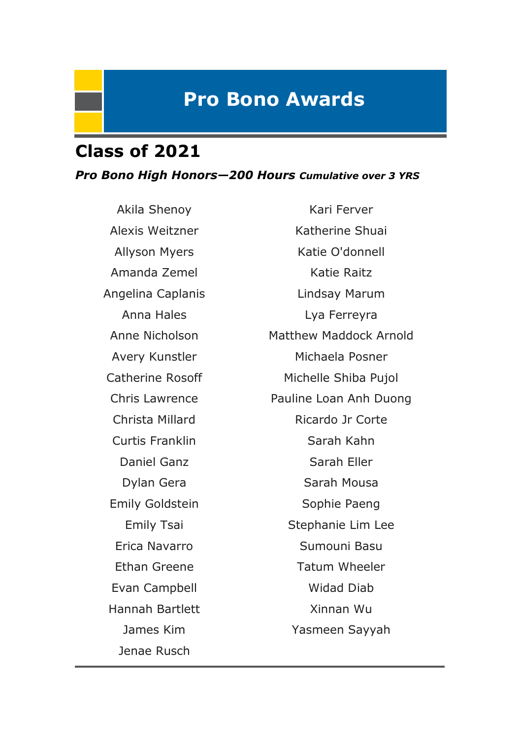# Pro Bono Awards

## Class of 2021

***Pro Bono High Honors—200 Hours** Cumulative over 3 YRS*

Akila Shenoy
Alexis Weitzner
Allyson Myers
Amanda Zemel
Angelina Caplanis
Anna Hales
Anne Nicholson
Avery Kunstler
Catherine Rosoff
Chris Lawrence
Christa Millard
Curtis Franklin
Daniel Ganz
Dylan Gera
Emily Goldstein
Emily Tsai
Erica Navarro
Ethan Greene
Evan Campbell
Hannah Bartlett
James Kim
Jenae Rusch
Kari Ferver
Katherine Shuai
Katie O'donnell
Katie Raitz
Lindsay Marum
Lya Ferreyra
Matthew Maddock Arnold
Michaela Posner
Michelle Shiba Pujol
Pauline Loan Anh Duong
Ricardo Jr Corte
Sarah Kahn
Sarah Eller
Sarah Mousa
Sophie Paeng
Stephanie Lim Lee
Sumouni Basu
Tatum Wheeler
Widad Diab
Xinnan Wu
Yasmeen Sayyah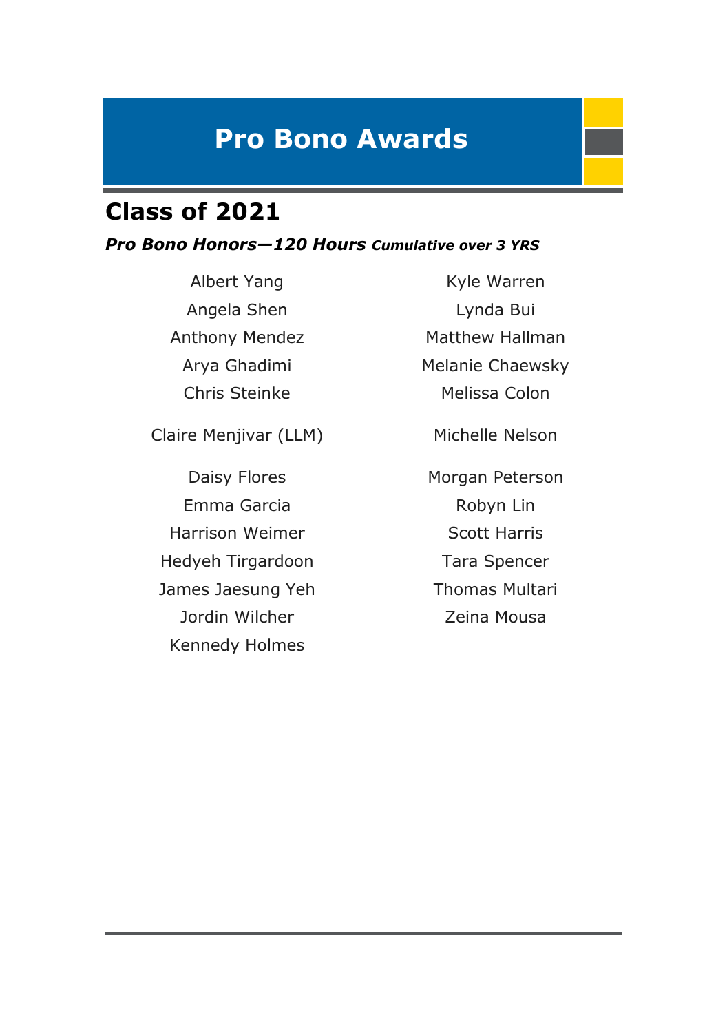# Pro Bono Awards

## Class of 2021

***Pro Bono Honors—120 Hours** Cumulative over 3 YRS*

Albert Yang
Angela Shen
Anthony Mendez
Arya Ghadimi
Chris Steinke
Claire Menjivar (LLM)
Daisy Flores
Emma Garcia
Harrison Weimer
Hedyeh Tirgardoon
James Jaesung Yeh
Jordin Wilcher
Kennedy Holmes
Kyle Warren
Lynda Bui
Matthew Hallman
Melanie Chaewsky
Melissa Colon
Michelle Nelson
Morgan Peterson
Robyn Lin
Scott Harris
Tara Spencer
Thomas Multari
Zeina Mousa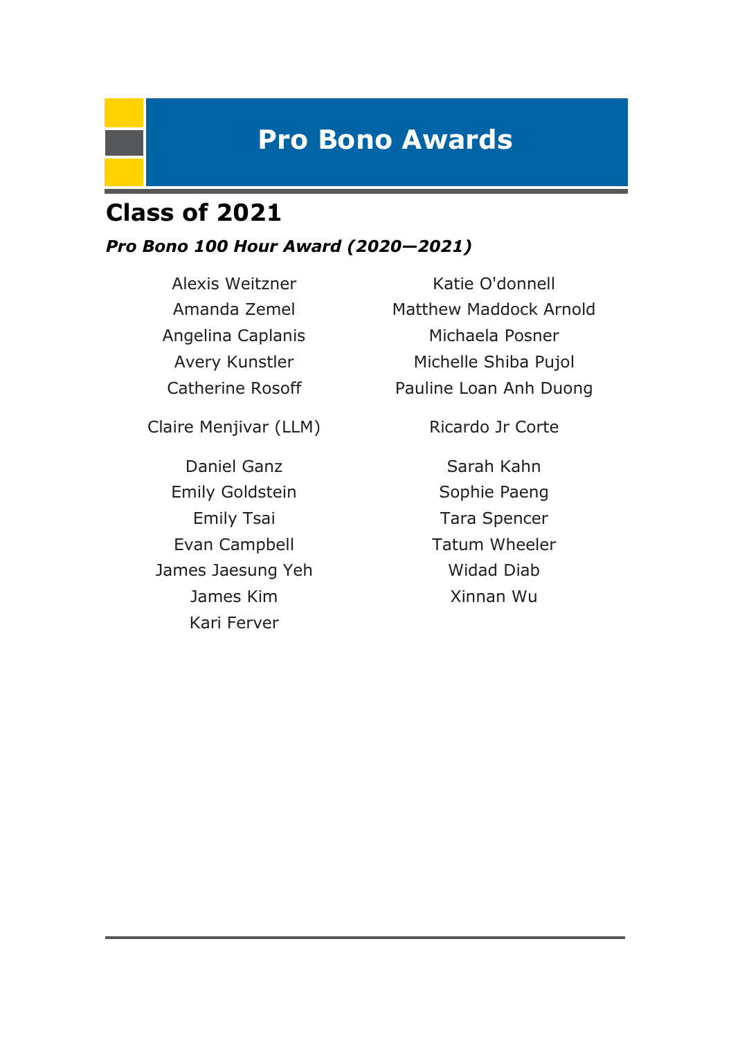# Pro Bono Awards

## Class of 2021

### *Pro Bono 100 Hour Award (2020—2021)*

Alexis Weitzner
Amanda Zemel
Angelina Caplanis
Avery Kunstler
Catherine Rosoff
Claire Menjivar (LLM)
Daniel Ganz
Emily Goldstein
Emily Tsai
Evan Campbell
James Jaesung Yeh
James Kim
Kari Ferver
Katie O'donnell
Matthew Maddock Arnold
Michaela Posner
Michelle Shiba Pujol
Pauline Loan Anh Duong
Ricardo Jr Corte
Sarah Kahn
Sophie Paeng
Tara Spencer
Tatum Wheeler
Widad Diab
Xinnan Wu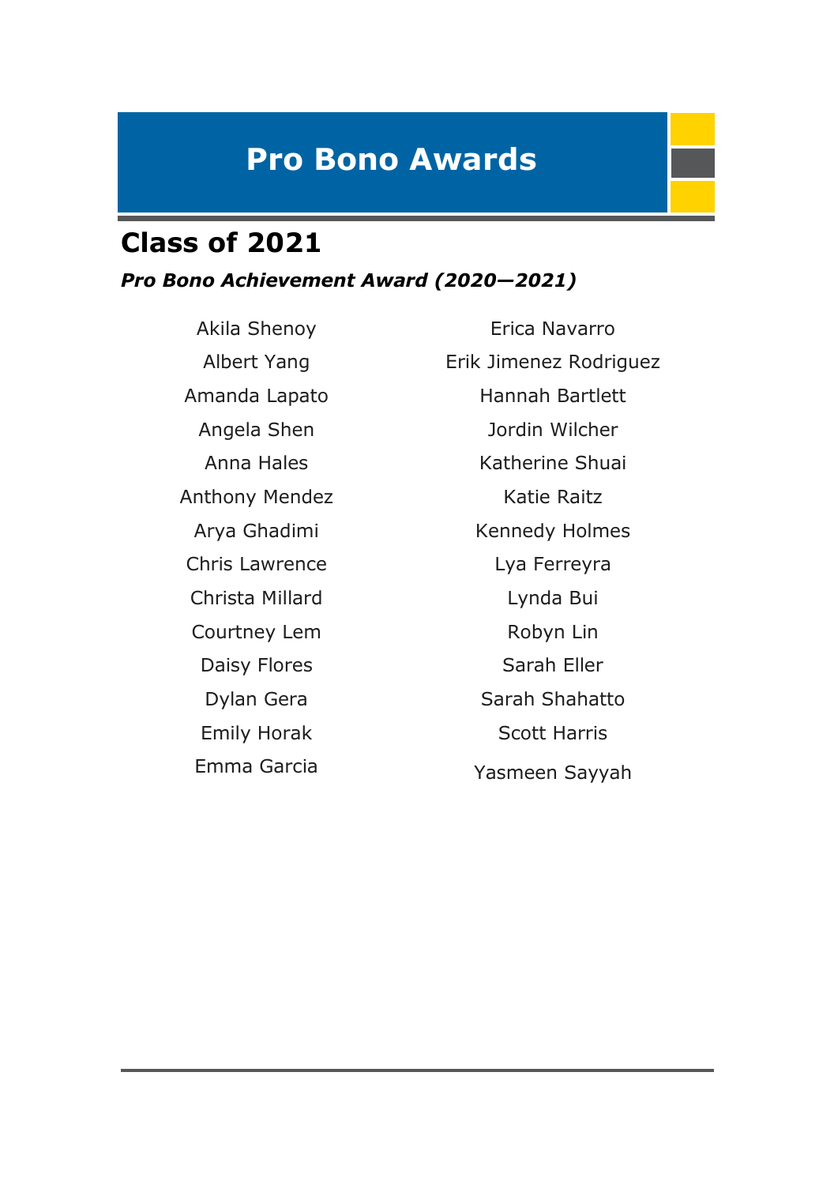# Pro Bono Awards

## Class of 2021

***Pro Bono Achievement Award (2020—2021)***

Akila Shenoy
Albert Yang
Amanda Lapato
Angela Shen
Anna Hales
Anthony Mendez
Arya Ghadimi
Chris Lawrence
Christa Millard
Courtney Lem
Daisy Flores
Dylan Gera
Emily Horak
Emma Garcia
Erica Navarro
Erik Jimenez Rodriguez
Hannah Bartlett
Jordin Wilcher
Katherine Shuai
Katie Raitz
Kennedy Holmes
Lya Ferreyra
Lynda Bui
Robyn Lin
Sarah Eller
Sarah Shahatto
Scott Harris
Yasmeen Sayyah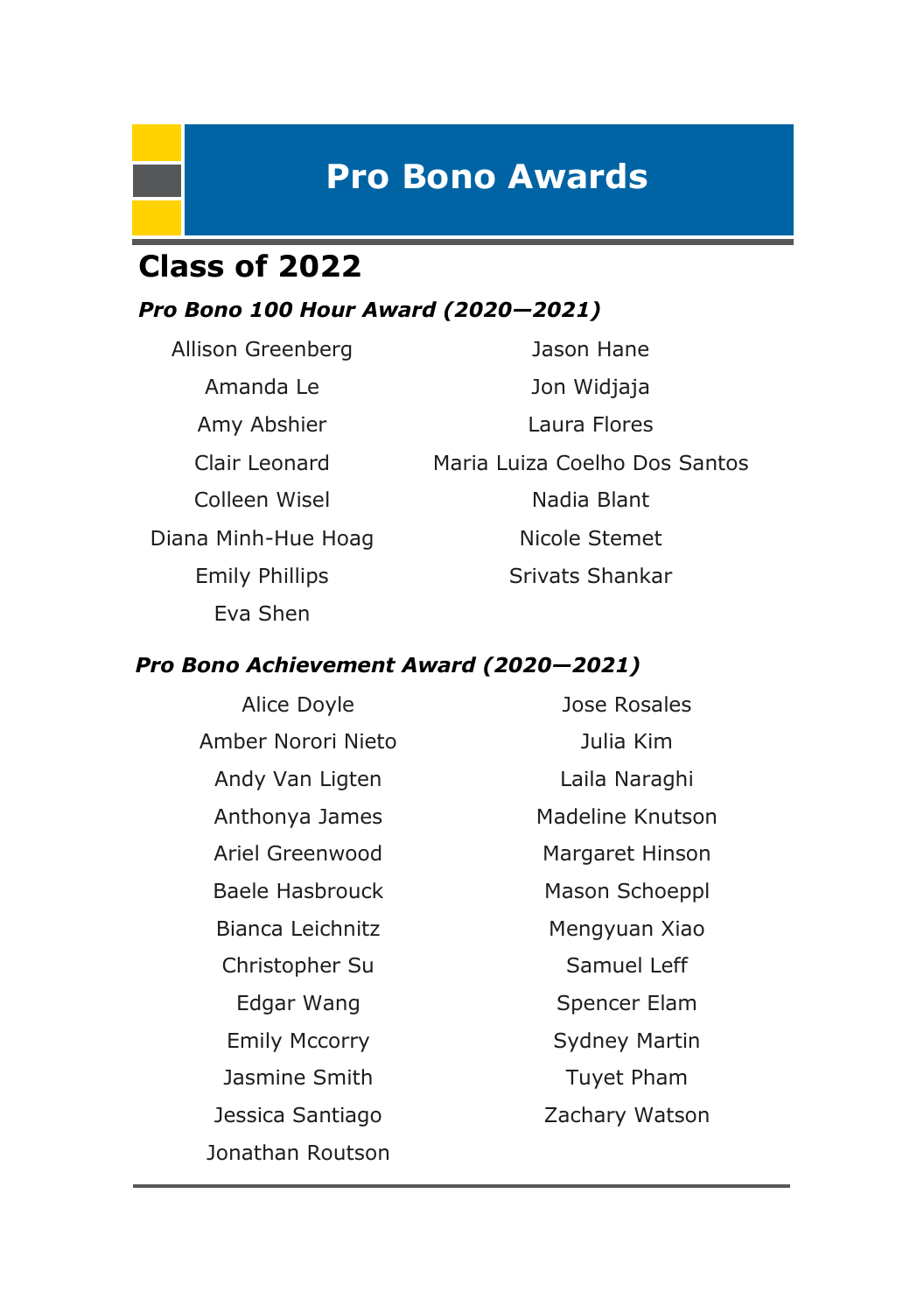# Pro Bono Awards

## Class of 2022

### *Pro Bono 100 Hour Award (2020—2021)*

Allison Greenberg
Amanda Le
Amy Abshier
Clair Leonard
Colleen Wisel
Diana Minh-Hue Hoag
Emily Phillips
Eva Shen
Jason Hane
Jon Widjaja
Laura Flores
Maria Luiza Coelho Dos Santos
Nadia Blant
Nicole Stemet
Srivats Shankar

### *Pro Bono Achievement Award (2020—2021)*

Alice Doyle
Amber Norori Nieto
Andy Van Ligten
Anthonya James
Ariel Greenwood
Baele Hasbrouck
Bianca Leichnitz
Christopher Su
Edgar Wang
Emily Mccorry
Jasmine Smith
Jessica Santiago
Jonathan Routson
Jose Rosales
Julia Kim
Laila Naraghi
Madeline Knutson
Margaret Hinson
Mason Schoeppl
Mengyuan Xiao
Samuel Leff
Spencer Elam
Sydney Martin
Tuyet Pham
Zachary Watson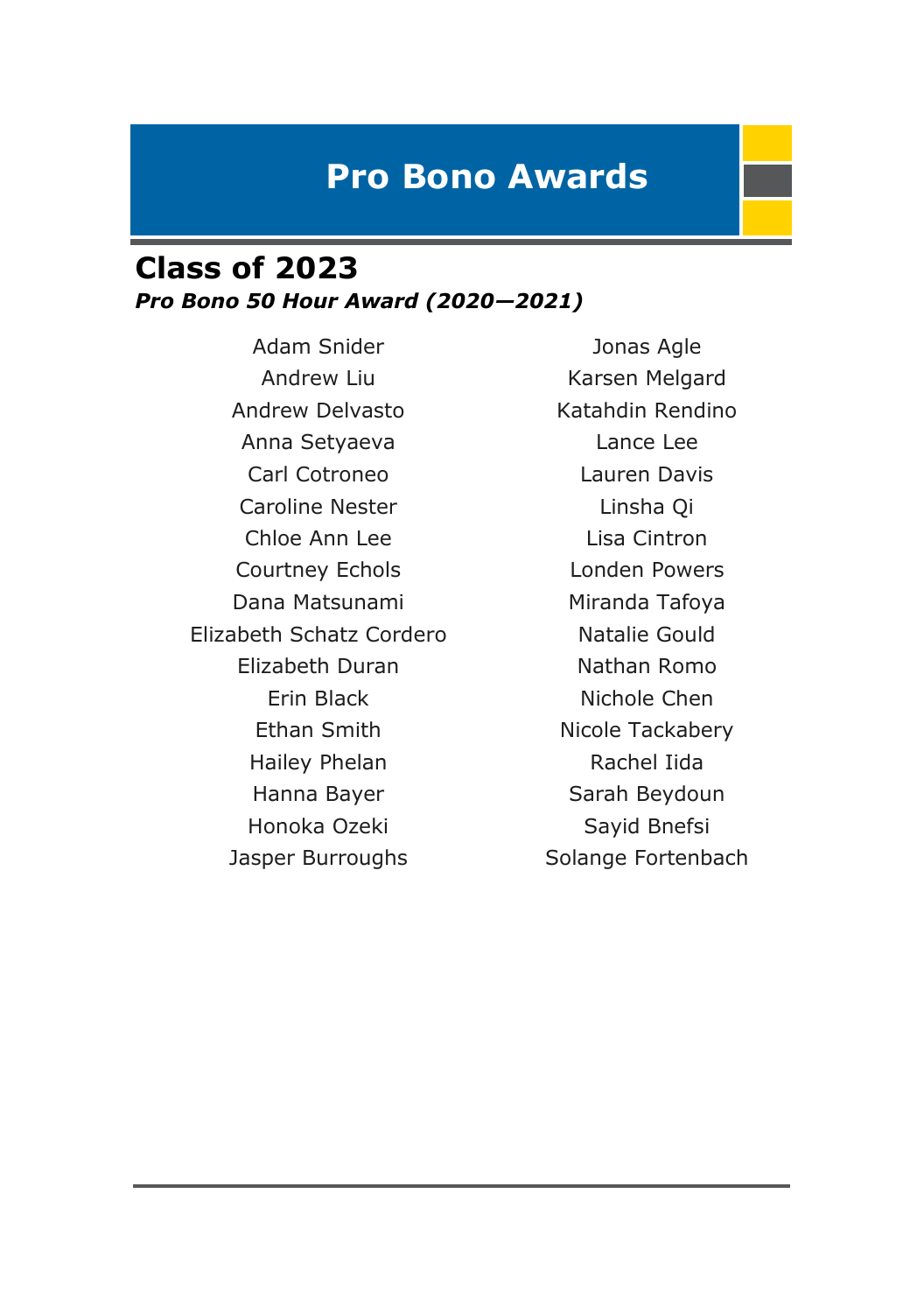# Pro Bono Awards

## Class of 2023

***Pro Bono 50 Hour Award (2020—2021)***

Adam Snider
Andrew Liu
Andrew Delvasto
Anna Setyaeva
Carl Cotroneo
Caroline Nester
Chloe Ann Lee
Courtney Echols
Dana Matsunami
Elizabeth Schatz Cordero
Elizabeth Duran
Erin Black
Ethan Smith
Hailey Phelan
Hanna Bayer
Honoka Ozeki
Jasper Burroughs
Jonas Agle
Karsen Melgard
Katahdin Rendino
Lance Lee
Lauren Davis
Linsha Qi
Lisa Cintron
Londen Powers
Miranda Tafoya
Natalie Gould
Nathan Romo
Nichole Chen
Nicole Tackabery
Rachel Iida
Sarah Beydoun
Sayid Bnefsi
Solange Fortenbach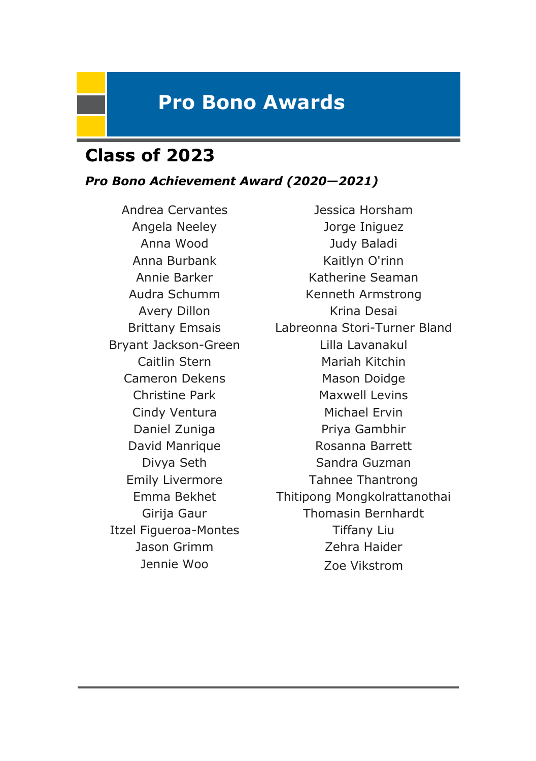# Pro Bono Awards

## Class of 2023

### *Pro Bono Achievement Award (2020—2021)*

Andrea Cervantes
Angela Neeley
Anna Wood
Anna Burbank
Annie Barker
Audra Schumm
Avery Dillon
Brittany Emsais
Bryant Jackson-Green
Caitlin Stern
Cameron Dekens
Christine Park
Cindy Ventura
Daniel Zuniga
David Manrique
Divya Seth
Emily Livermore
Emma Bekhet
Girija Gaur
Itzel Figueroa-Montes
Jason Grimm
Jennie Woo
Jessica Horsham
Jorge Iniguez
Judy Baladi
Kaitlyn O'rinn
Katherine Seaman
Kenneth Armstrong
Krina Desai
Labreonna Stori-Turner Bland
Lilla Lavanakul
Mariah Kitchin
Mason Doidge
Maxwell Levins
Michael Ervin
Priya Gambhir
Rosanna Barrett
Sandra Guzman
Tahnee Thantrong
Thitipong Mongkolrattanothai
Thomasin Bernhardt
Tiffany Liu
Zehra Haider
Zoe Vikstrom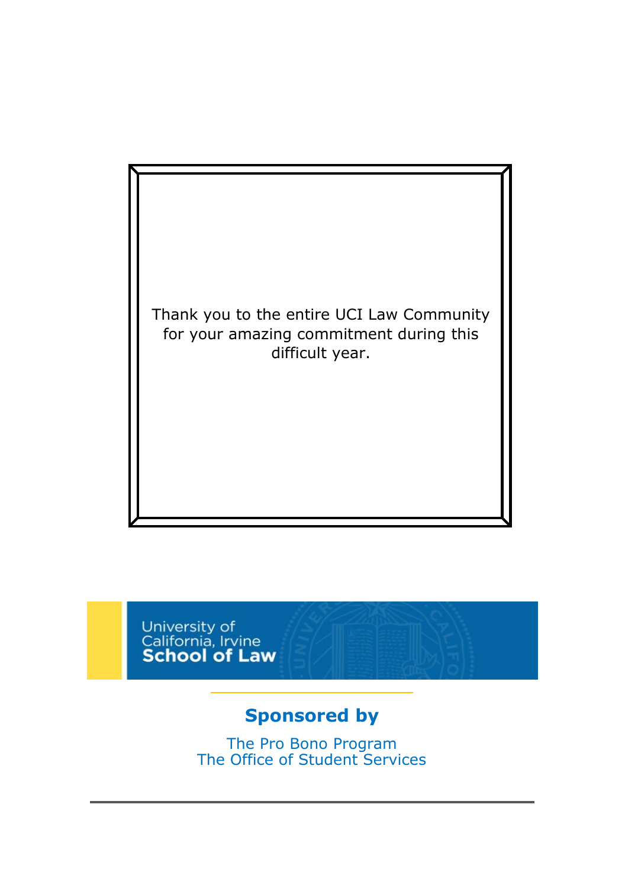Thank you to the entire UCI Law Community for your amazing commitment during this difficult year.

University of California, Irvine
**School of Law**

## Sponsored by

The Pro Bono Program
The Office of Student Services